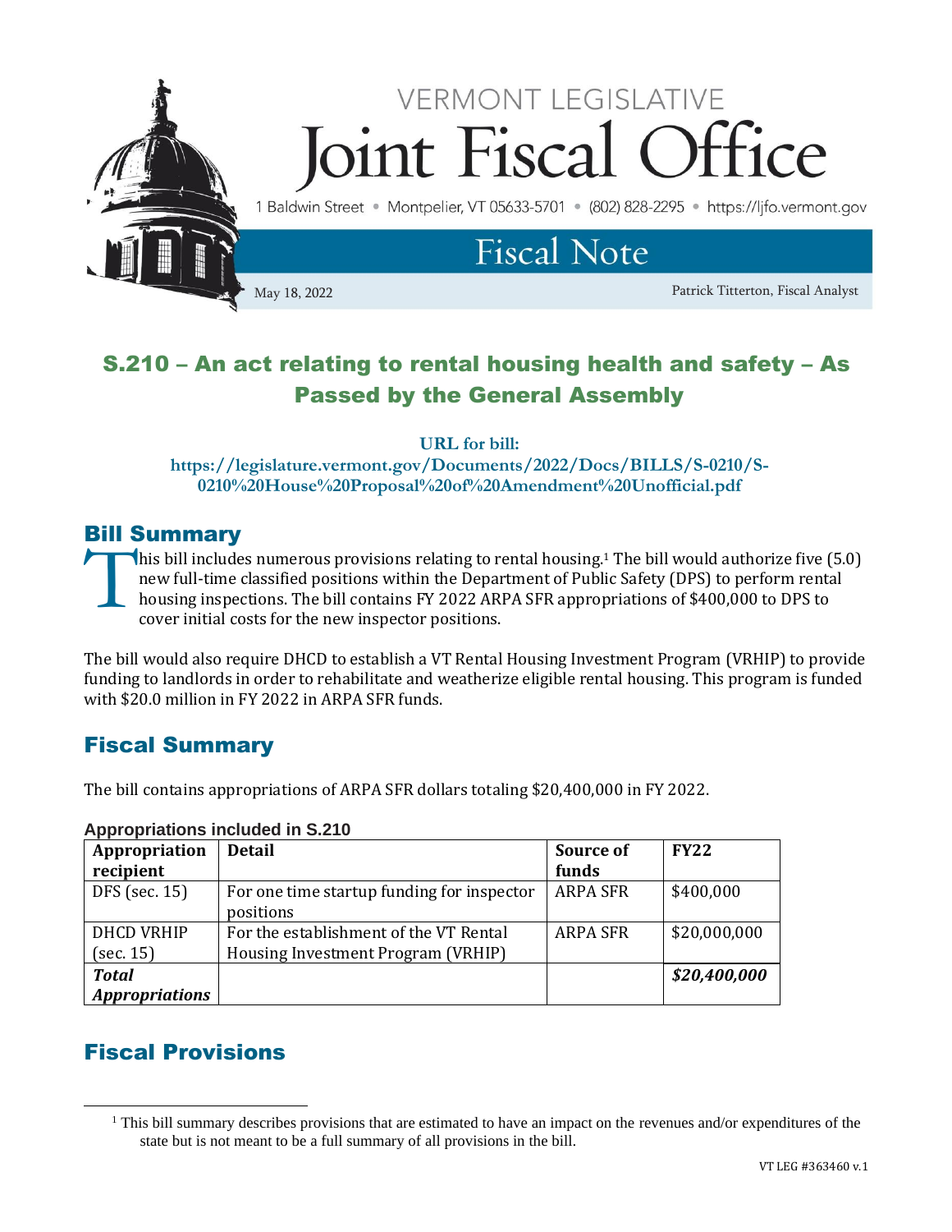VERMONT LEGISLATIVE

# Joint Fiscal Office

1 Baldwin Street • Montpelier, VT 05633-5701 • (802) 828-2295 • https://ljfo.vermont.gov

## Fiscal Note

May 18, 2022 | Patrick Titterton, Fiscal Analyst

# S.210 – An act relating to rental housing health and safety – As Passed by the General Assembly

**URL for bill:**
**https://legislature.vermont.gov/Documents/2022/Docs/BILLS/S-0210/S-0210%20House%20Proposal%20of%20Amendment%20Unofficial.pdf**

## Bill Summary

This bill includes numerous provisions relating to rental housing.[1] The bill would authorize five (5.0) new full-time classified positions within the Department of Public Safety (DPS) to perform rental housing inspections. The bill contains FY 2022 ARPA SFR appropriations of $400,000 to DPS to cover initial costs for the new inspector positions.

The bill would also require DHCD to establish a VT Rental Housing Investment Program (VRHIP) to provide funding to landlords in order to rehabilitate and weatherize eligible rental housing. This program is funded with $20.0 million in FY 2022 in ARPA SFR funds.

## Fiscal Summary

The bill contains appropriations of ARPA SFR dollars totaling $20,400,000 in FY 2022.

**Appropriations included in S.210**

| Appropriation recipient | Detail | Source of funds | FY22 |
|---|---|---|---|
| DFS (sec. 15) | For one time startup funding for inspector positions | ARPA SFR | $400,000 |
| DHCD VRHIP (sec. 15) | For the establishment of the VT Rental Housing Investment Program (VRHIP) | ARPA SFR | $20,000,000 |
| ***Total Appropriations*** | | | ***$20,400,000*** |

## Fiscal Provisions

[1] This bill summary describes provisions that are estimated to have an impact on the revenues and/or expenditures of the state but is not meant to be a full summary of all provisions in the bill.

VT LEG #363460 v.1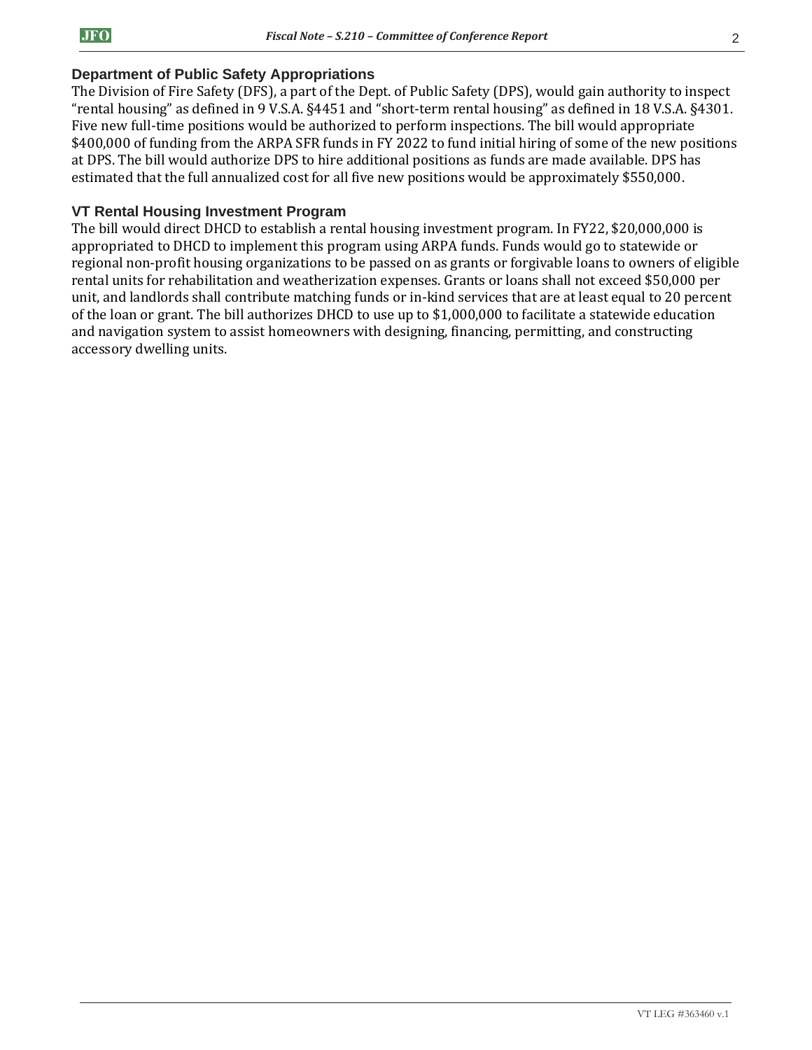## Department of Public Safety Appropriations

The Division of Fire Safety (DFS), a part of the Dept. of Public Safety (DPS), would gain authority to inspect "rental housing" as defined in 9 V.S.A. §4451 and "short-term rental housing" as defined in 18 V.S.A. §4301. Five new full-time positions would be authorized to perform inspections. The bill would appropriate $400,000 of funding from the ARPA SFR funds in FY 2022 to fund initial hiring of some of the new positions at DPS. The bill would authorize DPS to hire additional positions as funds are made available. DPS has estimated that the full annualized cost for all five new positions would be approximately $550,000.

## VT Rental Housing Investment Program

The bill would direct DHCD to establish a rental housing investment program. In FY22, $20,000,000 is appropriated to DHCD to implement this program using ARPA funds. Funds would go to statewide or regional non-profit housing organizations to be passed on as grants or forgivable loans to owners of eligible rental units for rehabilitation and weatherization expenses. Grants or loans shall not exceed $50,000 per unit, and landlords shall contribute matching funds or in-kind services that are at least equal to 20 percent of the loan or grant. The bill authorizes DHCD to use up to $1,000,000 to facilitate a statewide education and navigation system to assist homeowners with designing, financing, permitting, and constructing accessory dwelling units.